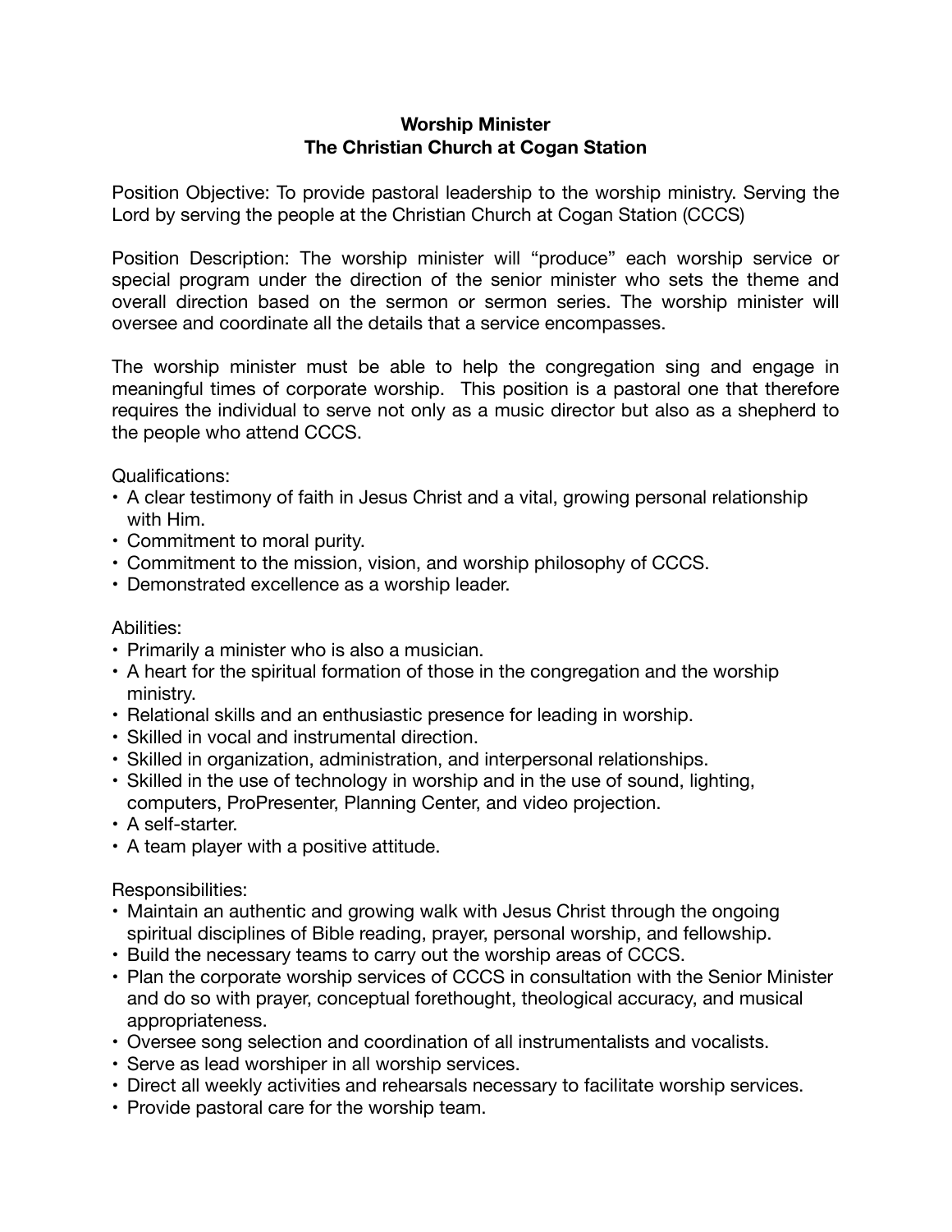# Worship Minister
## The Christian Church at Cogan Station

Position Objective: To provide pastoral leadership to the worship ministry. Serving the Lord by serving the people at the Christian Church at Cogan Station (CCCS)

Position Description: The worship minister will "produce" each worship service or special program under the direction of the senior minister who sets the theme and overall direction based on the sermon or sermon series. The worship minister will oversee and coordinate all the details that a service encompasses.

The worship minister must be able to help the congregation sing and engage in meaningful times of corporate worship. This position is a pastoral one that therefore requires the individual to serve not only as a music director but also as a shepherd to the people who attend CCCS.

Qualifications:

- A clear testimony of faith in Jesus Christ and a vital, growing personal relationship with Him.
- Commitment to moral purity.
- Commitment to the mission, vision, and worship philosophy of CCCS.
- Demonstrated excellence as a worship leader.

Abilities:

- Primarily a minister who is also a musician.
- A heart for the spiritual formation of those in the congregation and the worship ministry.
- Relational skills and an enthusiastic presence for leading in worship.
- Skilled in vocal and instrumental direction.
- Skilled in organization, administration, and interpersonal relationships.
- Skilled in the use of technology in worship and in the use of sound, lighting, computers, ProPresenter, Planning Center, and video projection.
- A self-starter.
- A team player with a positive attitude.

Responsibilities:

- Maintain an authentic and growing walk with Jesus Christ through the ongoing spiritual disciplines of Bible reading, prayer, personal worship, and fellowship.
- Build the necessary teams to carry out the worship areas of CCCS.
- Plan the corporate worship services of CCCS in consultation with the Senior Minister and do so with prayer, conceptual forethought, theological accuracy, and musical appropriateness.
- Oversee song selection and coordination of all instrumentalists and vocalists.
- Serve as lead worshiper in all worship services.
- Direct all weekly activities and rehearsals necessary to facilitate worship services.
- Provide pastoral care for the worship team.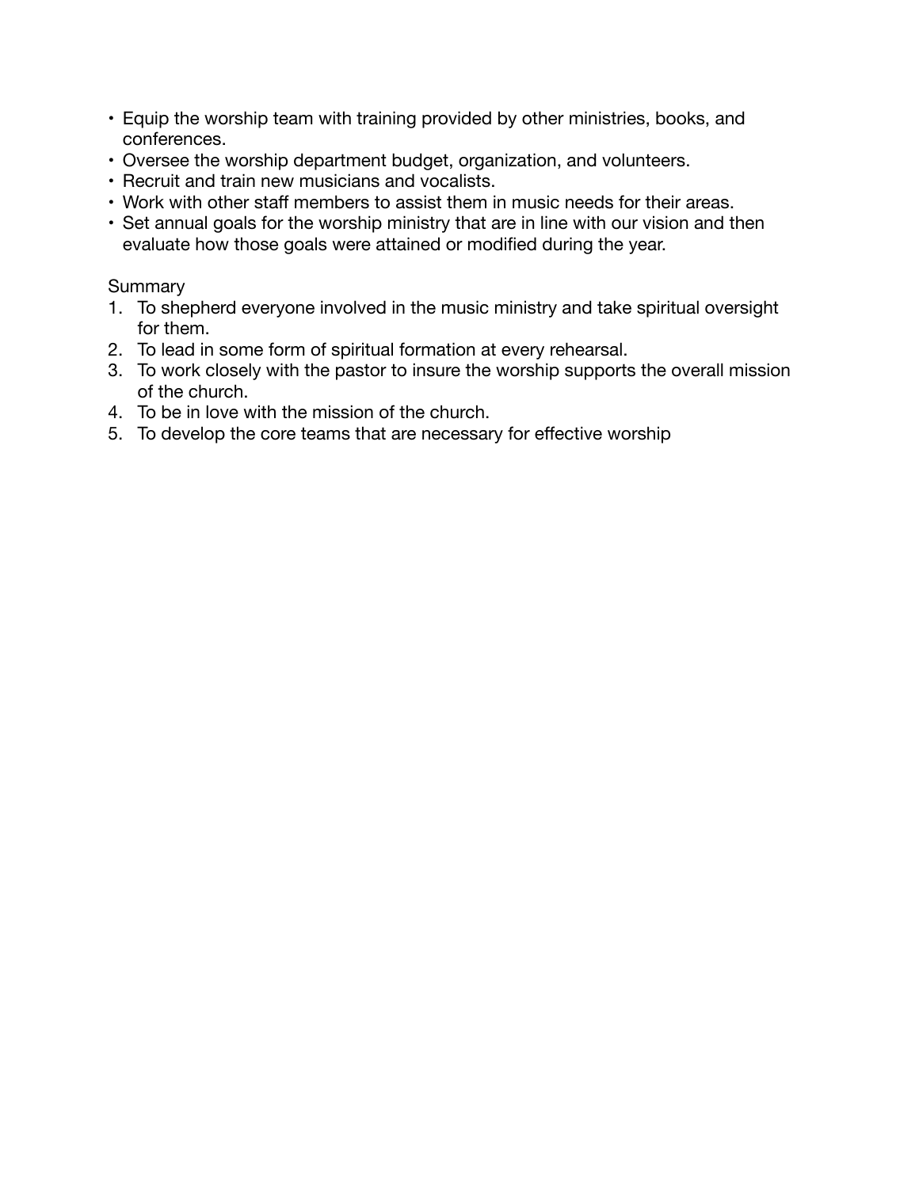- Equip the worship team with training provided by other ministries, books, and conferences.
- Oversee the worship department budget, organization, and volunteers.
- Recruit and train new musicians and vocalists.
- Work with other staff members to assist them in music needs for their areas.
- Set annual goals for the worship ministry that are in line with our vision and then evaluate how those goals were attained or modified during the year.

Summary

1. To shepherd everyone involved in the music ministry and take spiritual oversight for them.
2. To lead in some form of spiritual formation at every rehearsal.
3. To work closely with the pastor to insure the worship supports the overall mission of the church.
4. To be in love with the mission of the church.
5. To develop the core teams that are necessary for effective worship